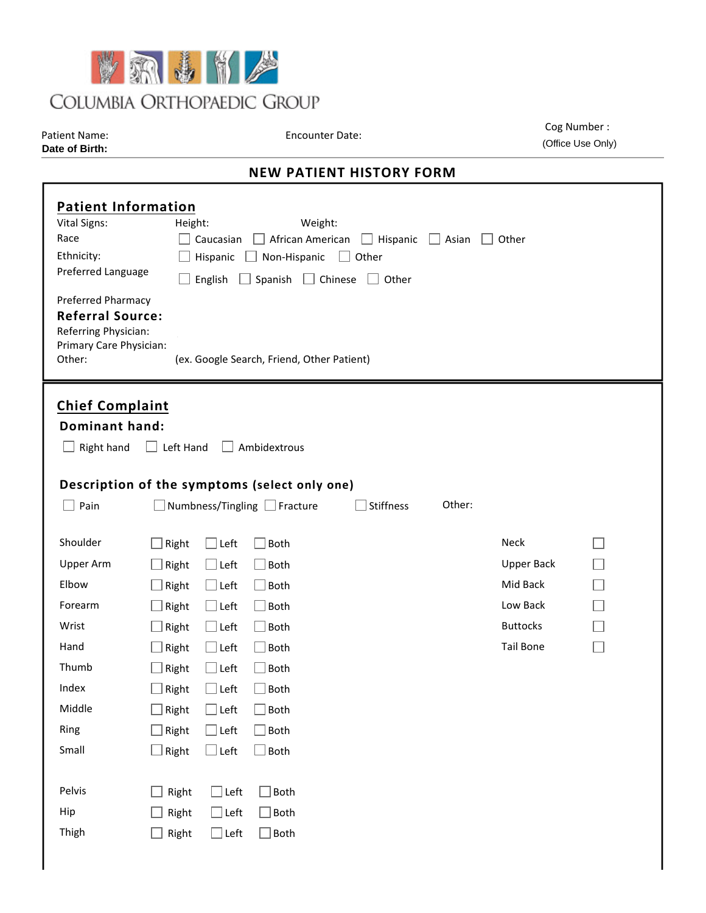# COLUMBIA ORTHOPAEDIC GROUP

Patient Name: Encounter Date: Cog Number :
**Date of Birth:** (Office Use Only)

## NEW PATIENT HISTORY FORM

### Patient Information

Vital Signs: Height: Weight:

Race ☐ Caucasian ☐ African American ☐ Hispanic ☐ Asian ☐ Other

Ethnicity: ☐ Hispanic ☐ Non-Hispanic ☐ Other

Preferred Language ☐ English ☐ Spanish ☐ Chinese ☐ Other

Preferred Pharmacy

**Referral Source:**

Referring Physician:

Primary Care Physician:

Other: (ex. Google Search, Friend, Other Patient)

### Chief Complaint

**Dominant hand:**

☐ Right hand ☐ Left Hand ☐ Ambidextrous

**Description of the symptoms (select only one)**

☐ Pain ☐ Numbness/Tingling ☐ Fracture ☐ Stiffness Other:

| | | | |
|---|---|---|---|
| Shoulder | ☐ Right | ☐ Left | ☐ Both |
| Upper Arm | ☐ Right | ☐ Left | ☐ Both |
| Elbow | ☐ Right | ☐ Left | ☐ Both |
| Forearm | ☐ Right | ☐ Left | ☐ Both |
| Wrist | ☐ Right | ☐ Left | ☐ Both |
| Hand | ☐ Right | ☐ Left | ☐ Both |
| Thumb | ☐ Right | ☐ Left | ☐ Both |
| Index | ☐ Right | ☐ Left | ☐ Both |
| Middle | ☐ Right | ☐ Left | ☐ Both |
| Ring | ☐ Right | ☐ Left | ☐ Both |
| Small | ☐ Right | ☐ Left | ☐ Both |

| | |
|---|---|
| Neck | ☐ |
| Upper Back | ☐ |
| Mid Back | ☐ |
| Low Back | ☐ |
| Buttocks | ☐ |
| Tail Bone | ☐ |

| | | | |
|---|---|---|---|
| Pelvis | ☐ Right | ☐ Left | ☐ Both |
| Hip | ☐ Right | ☐ Left | ☐ Both |
| Thigh | ☐ Right | ☐ Left | ☐ Both |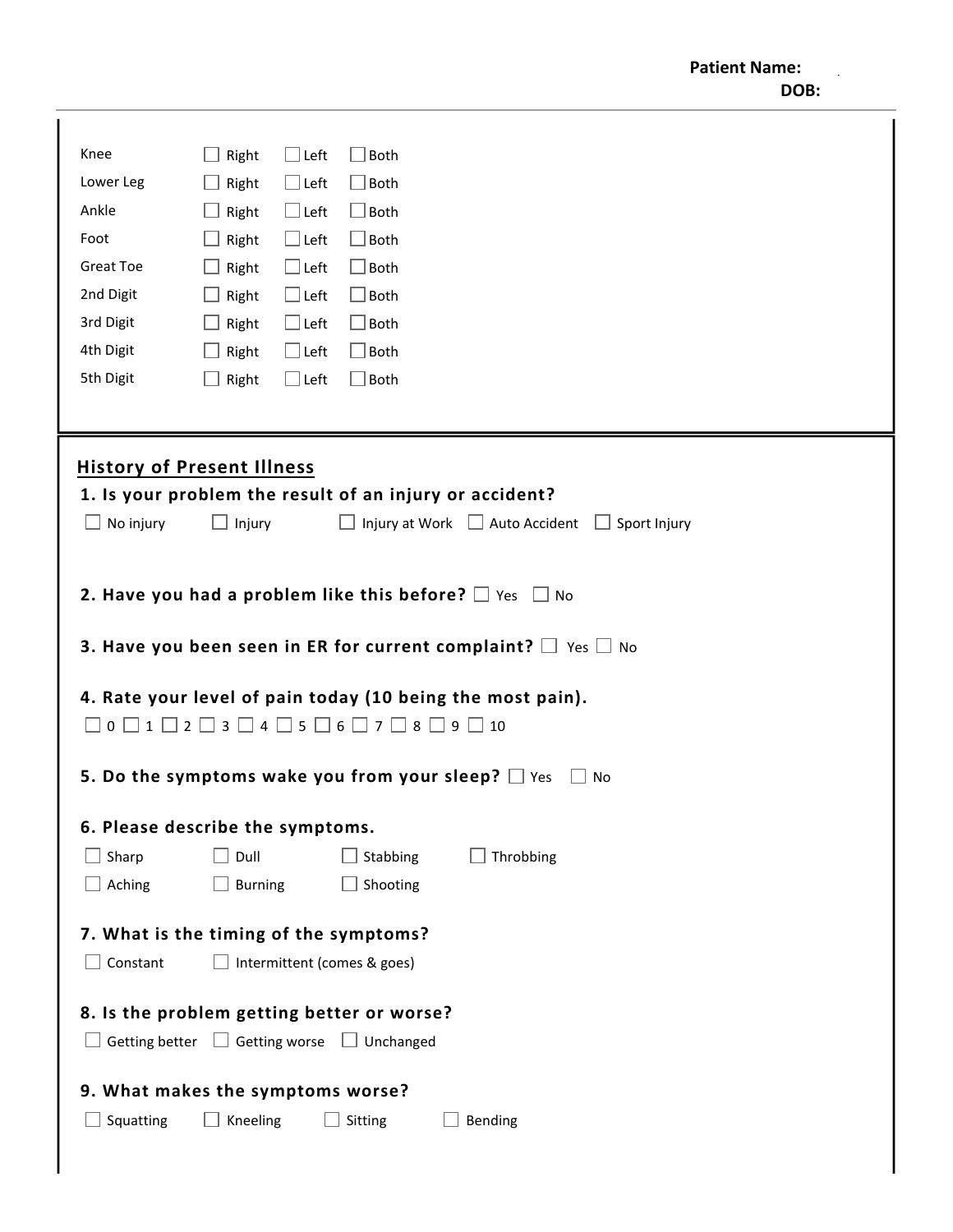**Patient Name:**
**DOB:**

| | | | |
|---|---|---|---|
| Knee | ☐ Right | ☐ Left | ☐ Both |
| Lower Leg | ☐ Right | ☐ Left | ☐ Both |
| Ankle | ☐ Right | ☐ Left | ☐ Both |
| Foot | ☐ Right | ☐ Left | ☐ Both |
| Great Toe | ☐ Right | ☐ Left | ☐ Both |
| 2nd Digit | ☐ Right | ☐ Left | ☐ Both |
| 3rd Digit | ☐ Right | ☐ Left | ☐ Both |
| 4th Digit | ☐ Right | ☐ Left | ☐ Both |
| 5th Digit | ☐ Right | ☐ Left | ☐ Both |

## History of Present Illness

**1. Is your problem the result of an injury or accident?**

☐ No injury ☐ Injury ☐ Injury at Work ☐ Auto Accident ☐ Sport Injury

**2. Have you had a problem like this before?** ☐ Yes ☐ No

**3. Have you been seen in ER for current complaint?** ☐ Yes ☐ No

**4. Rate your level of pain today (10 being the most pain).**

☐ 0 ☐ 1 ☐ 2 ☐ 3 ☐ 4 ☐ 5 ☐ 6 ☐ 7 ☐ 8 ☐ 9 ☐ 10

**5. Do the symptoms wake you from your sleep?** ☐ Yes ☐ No

**6. Please describe the symptoms.**

☐ Sharp ☐ Dull ☐ Stabbing ☐ Throbbing

☐ Aching ☐ Burning ☐ Shooting

**7. What is the timing of the symptoms?**

☐ Constant ☐ Intermittent (comes & goes)

**8. Is the problem getting better or worse?**

☐ Getting better ☐ Getting worse ☐ Unchanged

**9. What makes the symptoms worse?**

☐ Squatting ☐ Kneeling ☐ Sitting ☐ Bending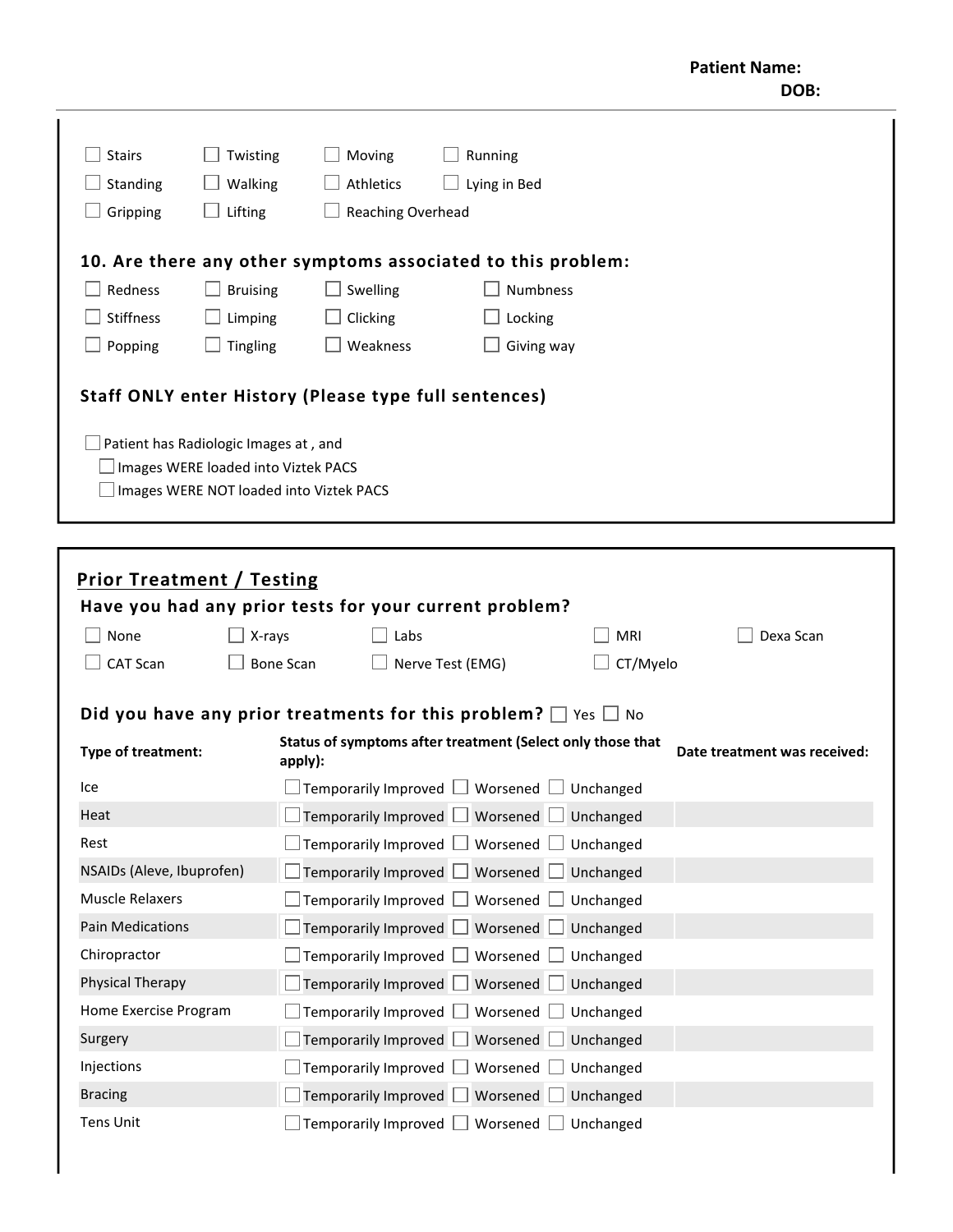**Patient Name:**
**DOB:**

- ☐ Stairs
- ☐ Twisting
- ☐ Moving
- ☐ Running
- ☐ Standing
- ☐ Walking
- ☐ Athletics
- ☐ Lying in Bed
- ☐ Gripping
- ☐ Lifting
- ☐ Reaching Overhead

## 10. Are there any other symptoms associated to this problem:

- ☐ Redness
- ☐ Bruising
- ☐ Swelling
- ☐ Numbness
- ☐ Stiffness
- ☐ Limping
- ☐ Clicking
- ☐ Locking
- ☐ Popping
- ☐ Tingling
- ☐ Weakness
- ☐ Giving way

## Staff ONLY enter History (Please type full sentences)

☐ Patient has Radiologic Images at , and
- ☐ Images WERE loaded into Viztek PACS
- ☐ Images WERE NOT loaded into Viztek PACS

## Prior Treatment / Testing

### Have you had any prior tests for your current problem?

- ☐ None
- ☐ X-rays
- ☐ Labs
- ☐ MRI
- ☐ Dexa Scan
- ☐ CAT Scan
- ☐ Bone Scan
- ☐ Nerve Test (EMG)
- ☐ CT/Myelo

### Did you have any prior treatments for this problem? ☐ Yes ☐ No

| Type of treatment: | Status of symptoms after treatment (Select only those that apply): | Date treatment was received: |
|---|---|---|
| Ice | ☐ Temporarily Improved ☐ Worsened ☐ Unchanged | |
| Heat | ☐ Temporarily Improved ☐ Worsened ☐ Unchanged | |
| Rest | ☐ Temporarily Improved ☐ Worsened ☐ Unchanged | |
| NSAIDs (Aleve, Ibuprofen) | ☐ Temporarily Improved ☐ Worsened ☐ Unchanged | |
| Muscle Relaxers | ☐ Temporarily Improved ☐ Worsened ☐ Unchanged | |
| Pain Medications | ☐ Temporarily Improved ☐ Worsened ☐ Unchanged | |
| Chiropractor | ☐ Temporarily Improved ☐ Worsened ☐ Unchanged | |
| Physical Therapy | ☐ Temporarily Improved ☐ Worsened ☐ Unchanged | |
| Home Exercise Program | ☐ Temporarily Improved ☐ Worsened ☐ Unchanged | |
| Surgery | ☐ Temporarily Improved ☐ Worsened ☐ Unchanged | |
| Injections | ☐ Temporarily Improved ☐ Worsened ☐ Unchanged | |
| Bracing | ☐ Temporarily Improved ☐ Worsened ☐ Unchanged | |
| Tens Unit | ☐ Temporarily Improved ☐ Worsened ☐ Unchanged | |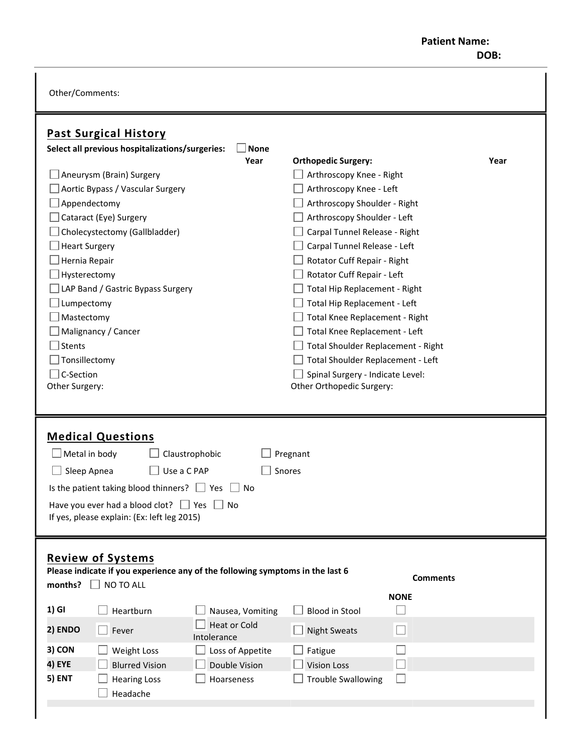**Patient Name:**
**DOB:**

Other/Comments:

## Past Surgical History

**Select all previous hospitalizations/surgeries:** ☐ **None**

| | **Year** | **Orthopedic Surgery:** | **Year** |
|---|---|---|---|
| ☐ Aneurysm (Brain) Surgery | | ☐ Arthroscopy Knee - Right | |
| ☐ Aortic Bypass / Vascular Surgery | | ☐ Arthroscopy Knee - Left | |
| ☐ Appendectomy | | ☐ Arthroscopy Shoulder - Right | |
| ☐ Cataract (Eye) Surgery | | ☐ Arthroscopy Shoulder - Left | |
| ☐ Cholecystectomy (Gallbladder) | | ☐ Carpal Tunnel Release - Right | |
| ☐ Heart Surgery | | ☐ Carpal Tunnel Release - Left | |
| ☐ Hernia Repair | | ☐ Rotator Cuff Repair - Right | |
| ☐ Hysterectomy | | ☐ Rotator Cuff Repair - Left | |
| ☐ LAP Band / Gastric Bypass Surgery | | ☐ Total Hip Replacement - Right | |
| ☐ Lumpectomy | | ☐ Total Hip Replacement - Left | |
| ☐ Mastectomy | | ☐ Total Knee Replacement - Right | |
| ☐ Malignancy / Cancer | | ☐ Total Knee Replacement - Left | |
| ☐ Stents | | ☐ Total Shoulder Replacement - Right | |
| ☐ Tonsillectomy | | ☐ Total Shoulder Replacement - Left | |
| ☐ C-Section | | ☐ Spinal Surgery - Indicate Level: | |
| Other Surgery: | | Other Orthopedic Surgery: | |

## Medical Questions

☐ Metal in body ☐ Claustrophobic ☐ Pregnant

☐ Sleep Apnea ☐ Use a C PAP ☐ Snores

Is the patient taking blood thinners? ☐ Yes ☐ No

Have you ever had a blood clot? ☐ Yes ☐ No

If yes, please explain: (Ex: left leg 2015)

## Review of Systems

**Please indicate if you experience any of the following symptoms in the last 6 months?** ☐ NO TO ALL

| | | | | **NONE** | **Comments** |
|---|---|---|---|---|---|
| **1) GI** | ☐ Heartburn | ☐ Nausea, Vomiting | ☐ Blood in Stool | ☐ | |
| **2) ENDO** | ☐ Fever | ☐ Heat or Cold Intolerance | ☐ Night Sweats | ☐ | |
| **3) CON** | ☐ Weight Loss | ☐ Loss of Appetite | ☐ Fatigue | ☐ | |
| **4) EYE** | ☐ Blurred Vision | ☐ Double Vision | ☐ Vision Loss | ☐ | |
| **5) ENT** | ☐ Hearing Loss<br>☐ Headache | ☐ Hoarseness | ☐ Trouble Swallowing | ☐ | |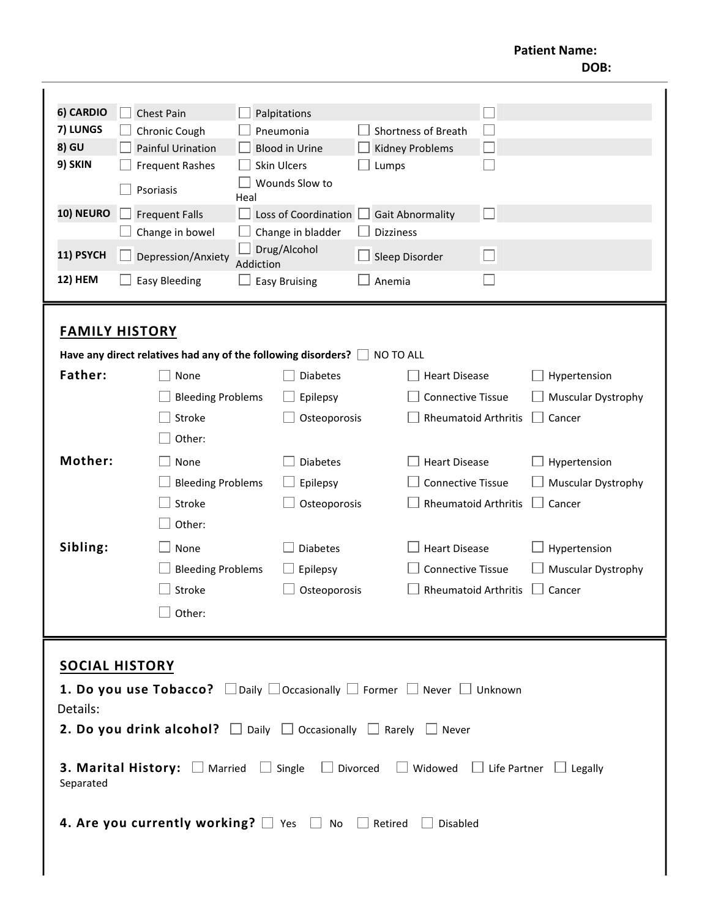**Patient Name:**
**DOB:**

| | | | | |
|---|---|---|---|---|
| **6) CARDIO** | ☐ Chest Pain | ☐ Palpitations | | ☐ |
| **7) LUNGS** | ☐ Chronic Cough | ☐ Pneumonia | ☐ Shortness of Breath | ☐ |
| **8) GU** | ☐ Painful Urination | ☐ Blood in Urine | ☐ Kidney Problems | ☐ |
| **9) SKIN** | ☐ Frequent Rashes | ☐ Skin Ulcers | ☐ Lumps | ☐ |
| | ☐ Psoriasis | ☐ Wounds Slow to Heal | | |
| **10) NEURO** | ☐ Frequent Falls | ☐ Loss of Coordination | ☐ Gait Abnormality | ☐ |
| | ☐ Change in bowel | ☐ Change in bladder | ☐ Dizziness | |
| **11) PSYCH** | ☐ Depression/Anxiety | ☐ Drug/Alcohol Addiction | ☐ Sleep Disorder | ☐ |
| **12) HEM** | ☐ Easy Bleeding | ☐ Easy Bruising | ☐ Anemia | ☐ |

## FAMILY HISTORY

**Have any direct relatives had any of the following disorders?** ☐ NO TO ALL

| | | | | |
|---|---|---|---|---|
| **Father:** | ☐ None | ☐ Diabetes | ☐ Heart Disease | ☐ Hypertension |
| | ☐ Bleeding Problems | ☐ Epilepsy | ☐ Connective Tissue | ☐ Muscular Dystrophy |
| | ☐ Stroke | ☐ Osteoporosis | ☐ Rheumatoid Arthritis | ☐ Cancer |
| | ☐ Other: | | | |
| **Mother:** | ☐ None | ☐ Diabetes | ☐ Heart Disease | ☐ Hypertension |
| | ☐ Bleeding Problems | ☐ Epilepsy | ☐ Connective Tissue | ☐ Muscular Dystrophy |
| | ☐ Stroke | ☐ Osteoporosis | ☐ Rheumatoid Arthritis | ☐ Cancer |
| | ☐ Other: | | | |
| **Sibling:** | ☐ None | ☐ Diabetes | ☐ Heart Disease | ☐ Hypertension |
| | ☐ Bleeding Problems | ☐ Epilepsy | ☐ Connective Tissue | ☐ Muscular Dystrophy |
| | ☐ Stroke | ☐ Osteoporosis | ☐ Rheumatoid Arthritis | ☐ Cancer |
| | ☐ Other: | | | |

## SOCIAL HISTORY

**1. Do you use Tobacco?** ☐ Daily ☐ Occasionally ☐ Former ☐ Never ☐ Unknown

Details:

**2. Do you drink alcohol?** ☐ Daily ☐ Occasionally ☐ Rarely ☐ Never

**3. Marital History:** ☐ Married ☐ Single ☐ Divorced ☐ Widowed ☐ Life Partner ☐ Legally Separated

**4. Are you currently working?** ☐ Yes ☐ No ☐ Retired ☐ Disabled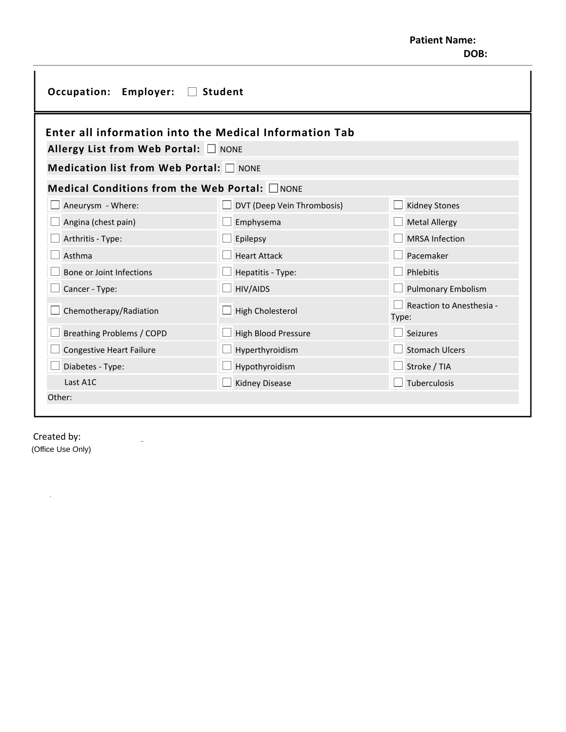**Patient Name:**
**DOB:**

**Occupation: Employer:** ☐ **Student**

**Enter all information into the Medical Information Tab**

**Allergy List from Web Portal:** ☐ NONE

**Medication list from Web Portal:** ☐ NONE

**Medical Conditions from the Web Portal:** ☐ NONE

| | | |
|---|---|---|
| ☐ Aneurysm - Where: | ☐ DVT (Deep Vein Thrombosis) | ☐ Kidney Stones |
| ☐ Angina (chest pain) | ☐ Emphysema | ☐ Metal Allergy |
| ☐ Arthritis - Type: | ☐ Epilepsy | ☐ MRSA Infection |
| ☐ Asthma | ☐ Heart Attack | ☐ Pacemaker |
| ☐ Bone or Joint Infections | ☐ Hepatitis - Type: | ☐ Phlebitis |
| ☐ Cancer - Type: | ☐ HIV/AIDS | ☐ Pulmonary Embolism |
| ☐ Chemotherapy/Radiation | ☐ High Cholesterol | ☐ Reaction to Anesthesia - Type: |
| ☐ Breathing Problems / COPD | ☐ High Blood Pressure | ☐ Seizures |
| ☐ Congestive Heart Failure | ☐ Hyperthyroidism | ☐ Stomach Ulcers |
| ☐ Diabetes - Type: | ☐ Hypothyroidism | ☐ Stroke / TIA |
| Last A1C | ☐ Kidney Disease | ☐ Tuberculosis |

Other:

Created by:
(Office Use Only)